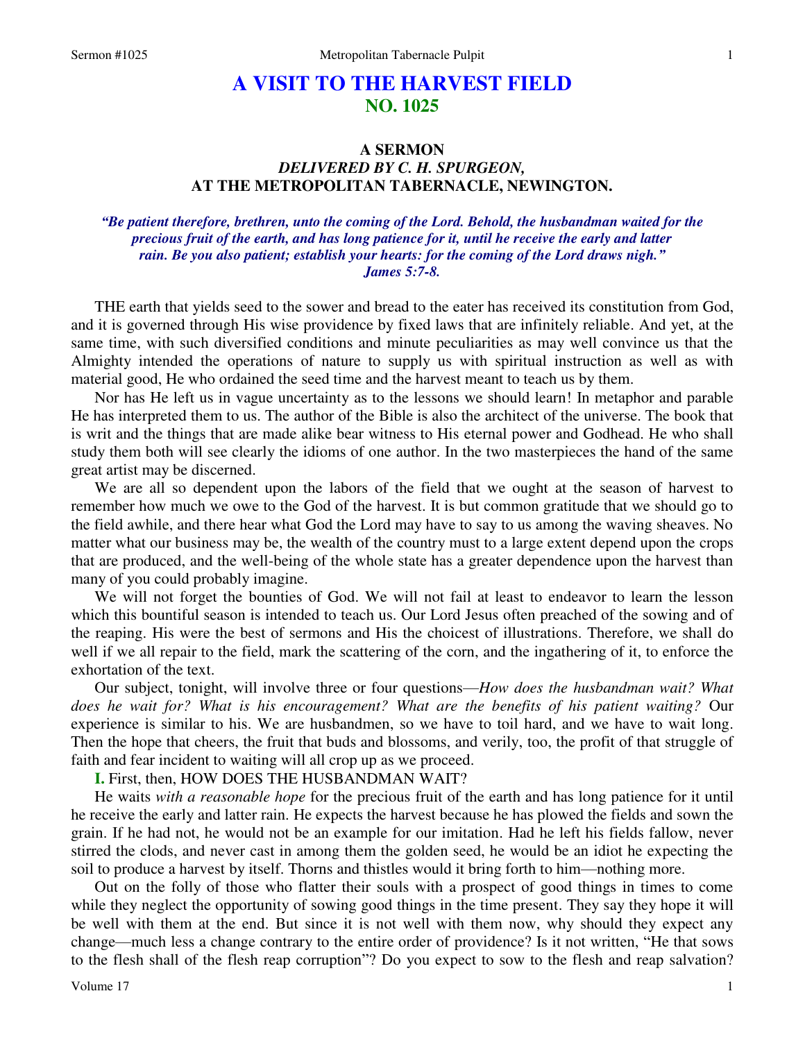# A VISIT TO THE HARVEST FIELD
## NO. 1025

### A SERMON
### *DELIVERED BY C. H. SPURGEON,*
### AT THE METROPOLITAN TABERNACLE, NEWINGTON.

*"Be patient therefore, brethren, unto the coming of the Lord. Behold, the husbandman waited for the precious fruit of the earth, and has long patience for it, until he receive the early and latter rain. Be you also patient; establish your hearts: for the coming of the Lord draws nigh." James 5:7-8.*

THE earth that yields seed to the sower and bread to the eater has received its constitution from God, and it is governed through His wise providence by fixed laws that are infinitely reliable. And yet, at the same time, with such diversified conditions and minute peculiarities as may well convince us that the Almighty intended the operations of nature to supply us with spiritual instruction as well as with material good, He who ordained the seed time and the harvest meant to teach us by them.

Nor has He left us in vague uncertainty as to the lessons we should learn! In metaphor and parable He has interpreted them to us. The author of the Bible is also the architect of the universe. The book that is writ and the things that are made alike bear witness to His eternal power and Godhead. He who shall study them both will see clearly the idioms of one author. In the two masterpieces the hand of the same great artist may be discerned.

We are all so dependent upon the labors of the field that we ought at the season of harvest to remember how much we owe to the God of the harvest. It is but common gratitude that we should go to the field awhile, and there hear what God the Lord may have to say to us among the waving sheaves. No matter what our business may be, the wealth of the country must to a large extent depend upon the crops that are produced, and the well-being of the whole state has a greater dependence upon the harvest than many of you could probably imagine.

We will not forget the bounties of God. We will not fail at least to endeavor to learn the lesson which this bountiful season is intended to teach us. Our Lord Jesus often preached of the sowing and of the reaping. His were the best of sermons and His the choicest of illustrations. Therefore, we shall do well if we all repair to the field, mark the scattering of the corn, and the ingathering of it, to enforce the exhortation of the text.

Our subject, tonight, will involve three or four questions—*How does the husbandman wait? What does he wait for? What is his encouragement? What are the benefits of his patient waiting?* Our experience is similar to his. We are husbandmen, so we have to toil hard, and we have to wait long. Then the hope that cheers, the fruit that buds and blossoms, and verily, too, the profit of that struggle of faith and fear incident to waiting will all crop up as we proceed.

**I.** First, then, HOW DOES THE HUSBANDMAN WAIT?

He waits *with a reasonable hope* for the precious fruit of the earth and has long patience for it until he receive the early and latter rain. He expects the harvest because he has plowed the fields and sown the grain. If he had not, he would not be an example for our imitation. Had he left his fields fallow, never stirred the clods, and never cast in among them the golden seed, he would be an idiot he expecting the soil to produce a harvest by itself. Thorns and thistles would it bring forth to him—nothing more.

Out on the folly of those who flatter their souls with a prospect of good things in times to come while they neglect the opportunity of sowing good things in the time present. They say they hope it will be well with them at the end. But since it is not well with them now, why should they expect any change—much less a change contrary to the entire order of providence? Is it not written, "He that sows to the flesh shall of the flesh reap corruption"? Do you expect to sow to the flesh and reap salvation?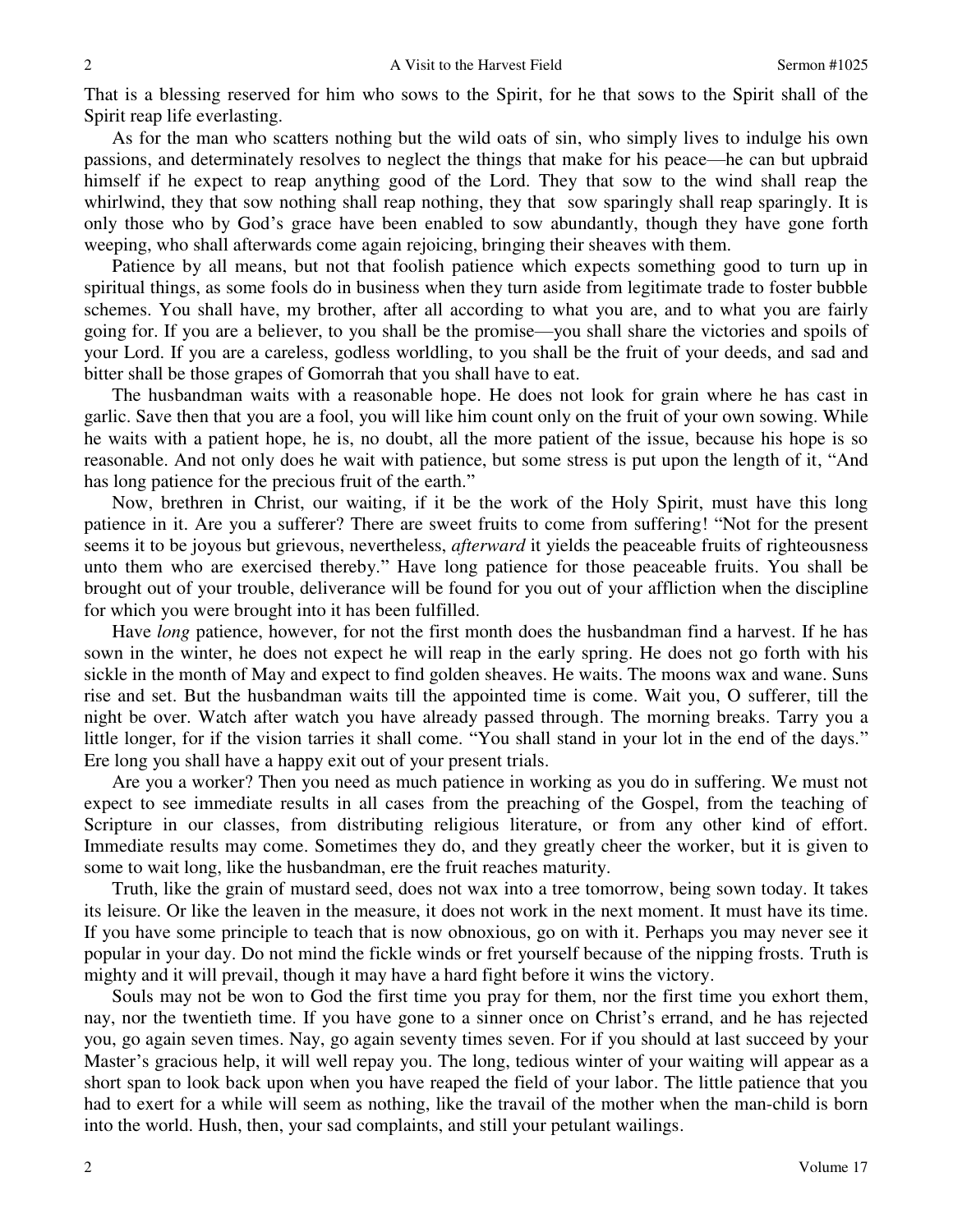That is a blessing reserved for him who sows to the Spirit, for he that sows to the Spirit shall of the Spirit reap life everlasting.

As for the man who scatters nothing but the wild oats of sin, who simply lives to indulge his own passions, and determinately resolves to neglect the things that make for his peace—he can but upbraid himself if he expect to reap anything good of the Lord. They that sow to the wind shall reap the whirlwind, they that sow nothing shall reap nothing, they that sow sparingly shall reap sparingly. It is only those who by God's grace have been enabled to sow abundantly, though they have gone forth weeping, who shall afterwards come again rejoicing, bringing their sheaves with them.

Patience by all means, but not that foolish patience which expects something good to turn up in spiritual things, as some fools do in business when they turn aside from legitimate trade to foster bubble schemes. You shall have, my brother, after all according to what you are, and to what you are fairly going for. If you are a believer, to you shall be the promise—you shall share the victories and spoils of your Lord. If you are a careless, godless worldling, to you shall be the fruit of your deeds, and sad and bitter shall be those grapes of Gomorrah that you shall have to eat.

The husbandman waits with a reasonable hope. He does not look for grain where he has cast in garlic. Save then that you are a fool, you will like him count only on the fruit of your own sowing. While he waits with a patient hope, he is, no doubt, all the more patient of the issue, because his hope is so reasonable. And not only does he wait with patience, but some stress is put upon the length of it, "And has long patience for the precious fruit of the earth."

Now, brethren in Christ, our waiting, if it be the work of the Holy Spirit, must have this long patience in it. Are you a sufferer? There are sweet fruits to come from suffering! "Not for the present seems it to be joyous but grievous, nevertheless, *afterward* it yields the peaceable fruits of righteousness unto them who are exercised thereby." Have long patience for those peaceable fruits. You shall be brought out of your trouble, deliverance will be found for you out of your affliction when the discipline for which you were brought into it has been fulfilled.

Have *long* patience, however, for not the first month does the husbandman find a harvest. If he has sown in the winter, he does not expect he will reap in the early spring. He does not go forth with his sickle in the month of May and expect to find golden sheaves. He waits. The moons wax and wane. Suns rise and set. But the husbandman waits till the appointed time is come. Wait you, O sufferer, till the night be over. Watch after watch you have already passed through. The morning breaks. Tarry you a little longer, for if the vision tarries it shall come. "You shall stand in your lot in the end of the days." Ere long you shall have a happy exit out of your present trials.

Are you a worker? Then you need as much patience in working as you do in suffering. We must not expect to see immediate results in all cases from the preaching of the Gospel, from the teaching of Scripture in our classes, from distributing religious literature, or from any other kind of effort. Immediate results may come. Sometimes they do, and they greatly cheer the worker, but it is given to some to wait long, like the husbandman, ere the fruit reaches maturity.

Truth, like the grain of mustard seed, does not wax into a tree tomorrow, being sown today. It takes its leisure. Or like the leaven in the measure, it does not work in the next moment. It must have its time. If you have some principle to teach that is now obnoxious, go on with it. Perhaps you may never see it popular in your day. Do not mind the fickle winds or fret yourself because of the nipping frosts. Truth is mighty and it will prevail, though it may have a hard fight before it wins the victory.

Souls may not be won to God the first time you pray for them, nor the first time you exhort them, nay, nor the twentieth time. If you have gone to a sinner once on Christ's errand, and he has rejected you, go again seven times. Nay, go again seventy times seven. For if you should at last succeed by your Master's gracious help, it will well repay you. The long, tedious winter of your waiting will appear as a short span to look back upon when you have reaped the field of your labor. The little patience that you had to exert for a while will seem as nothing, like the travail of the mother when the man-child is born into the world. Hush, then, your sad complaints, and still your petulant wailings.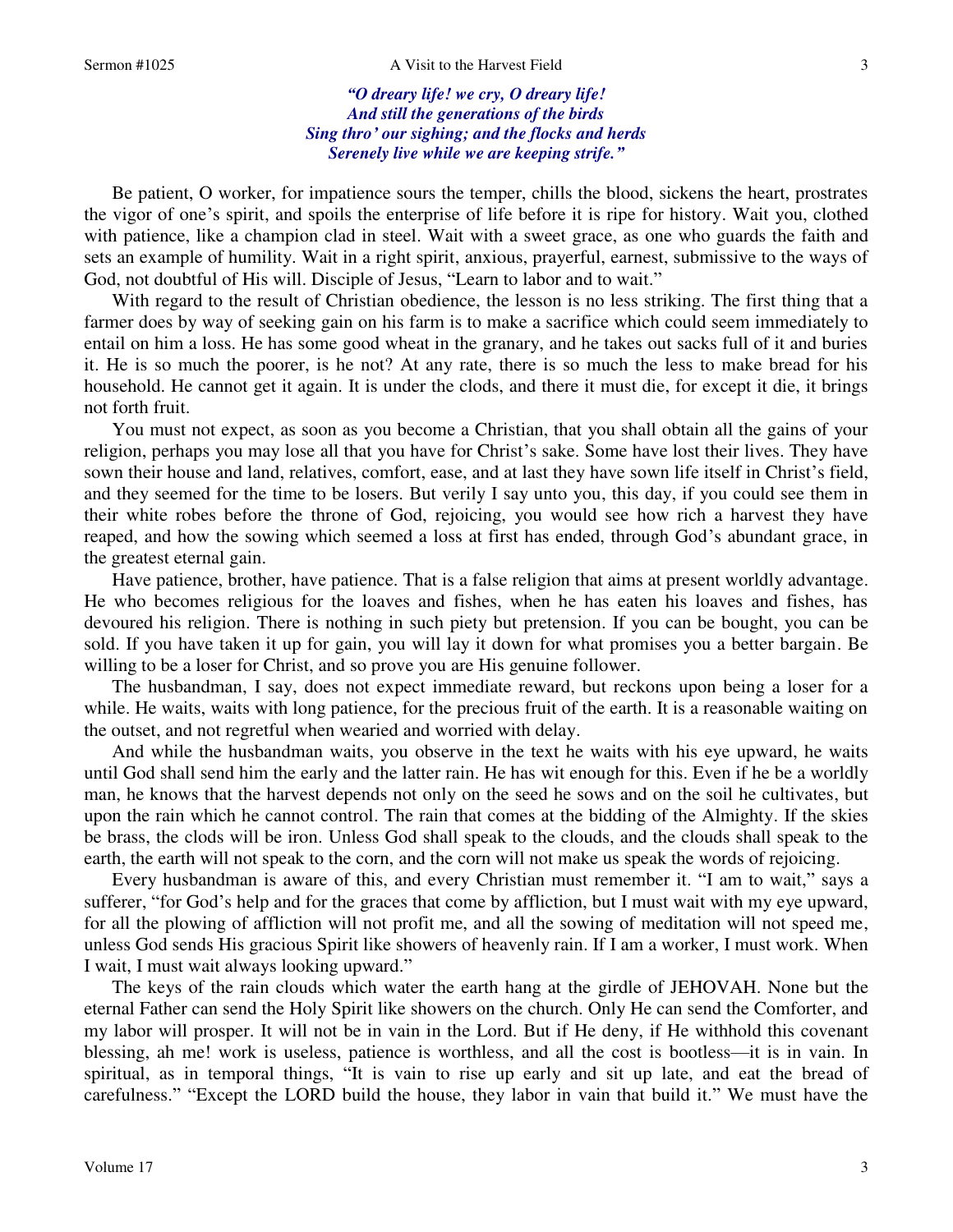*"O dreary life! we cry, O dreary life!*
*And still the generations of the birds*
*Sing thro' our sighing; and the flocks and herds*
*Serenely live while we are keeping strife."*

Be patient, O worker, for impatience sours the temper, chills the blood, sickens the heart, prostrates the vigor of one's spirit, and spoils the enterprise of life before it is ripe for history. Wait you, clothed with patience, like a champion clad in steel. Wait with a sweet grace, as one who guards the faith and sets an example of humility. Wait in a right spirit, anxious, prayerful, earnest, submissive to the ways of God, not doubtful of His will. Disciple of Jesus, "Learn to labor and to wait."

With regard to the result of Christian obedience, the lesson is no less striking. The first thing that a farmer does by way of seeking gain on his farm is to make a sacrifice which could seem immediately to entail on him a loss. He has some good wheat in the granary, and he takes out sacks full of it and buries it. He is so much the poorer, is he not? At any rate, there is so much the less to make bread for his household. He cannot get it again. It is under the clods, and there it must die, for except it die, it brings not forth fruit.

You must not expect, as soon as you become a Christian, that you shall obtain all the gains of your religion, perhaps you may lose all that you have for Christ's sake. Some have lost their lives. They have sown their house and land, relatives, comfort, ease, and at last they have sown life itself in Christ's field, and they seemed for the time to be losers. But verily I say unto you, this day, if you could see them in their white robes before the throne of God, rejoicing, you would see how rich a harvest they have reaped, and how the sowing which seemed a loss at first has ended, through God's abundant grace, in the greatest eternal gain.

Have patience, brother, have patience. That is a false religion that aims at present worldly advantage. He who becomes religious for the loaves and fishes, when he has eaten his loaves and fishes, has devoured his religion. There is nothing in such piety but pretension. If you can be bought, you can be sold. If you have taken it up for gain, you will lay it down for what promises you a better bargain. Be willing to be a loser for Christ, and so prove you are His genuine follower.

The husbandman, I say, does not expect immediate reward, but reckons upon being a loser for a while. He waits, waits with long patience, for the precious fruit of the earth. It is a reasonable waiting on the outset, and not regretful when wearied and worried with delay.

And while the husbandman waits, you observe in the text he waits with his eye upward, he waits until God shall send him the early and the latter rain. He has wit enough for this. Even if he be a worldly man, he knows that the harvest depends not only on the seed he sows and on the soil he cultivates, but upon the rain which he cannot control. The rain that comes at the bidding of the Almighty. If the skies be brass, the clods will be iron. Unless God shall speak to the clouds, and the clouds shall speak to the earth, the earth will not speak to the corn, and the corn will not make us speak the words of rejoicing.

Every husbandman is aware of this, and every Christian must remember it. "I am to wait," says a sufferer, "for God's help and for the graces that come by affliction, but I must wait with my eye upward, for all the plowing of affliction will not profit me, and all the sowing of meditation will not speed me, unless God sends His gracious Spirit like showers of heavenly rain. If I am a worker, I must work. When I wait, I must wait always looking upward."

The keys of the rain clouds which water the earth hang at the girdle of JEHOVAH. None but the eternal Father can send the Holy Spirit like showers on the church. Only He can send the Comforter, and my labor will prosper. It will not be in vain in the Lord. But if He deny, if He withhold this covenant blessing, ah me! work is useless, patience is worthless, and all the cost is bootless—it is in vain. In spiritual, as in temporal things, "It is vain to rise up early and sit up late, and eat the bread of carefulness." "Except the LORD build the house, they labor in vain that build it." We must have the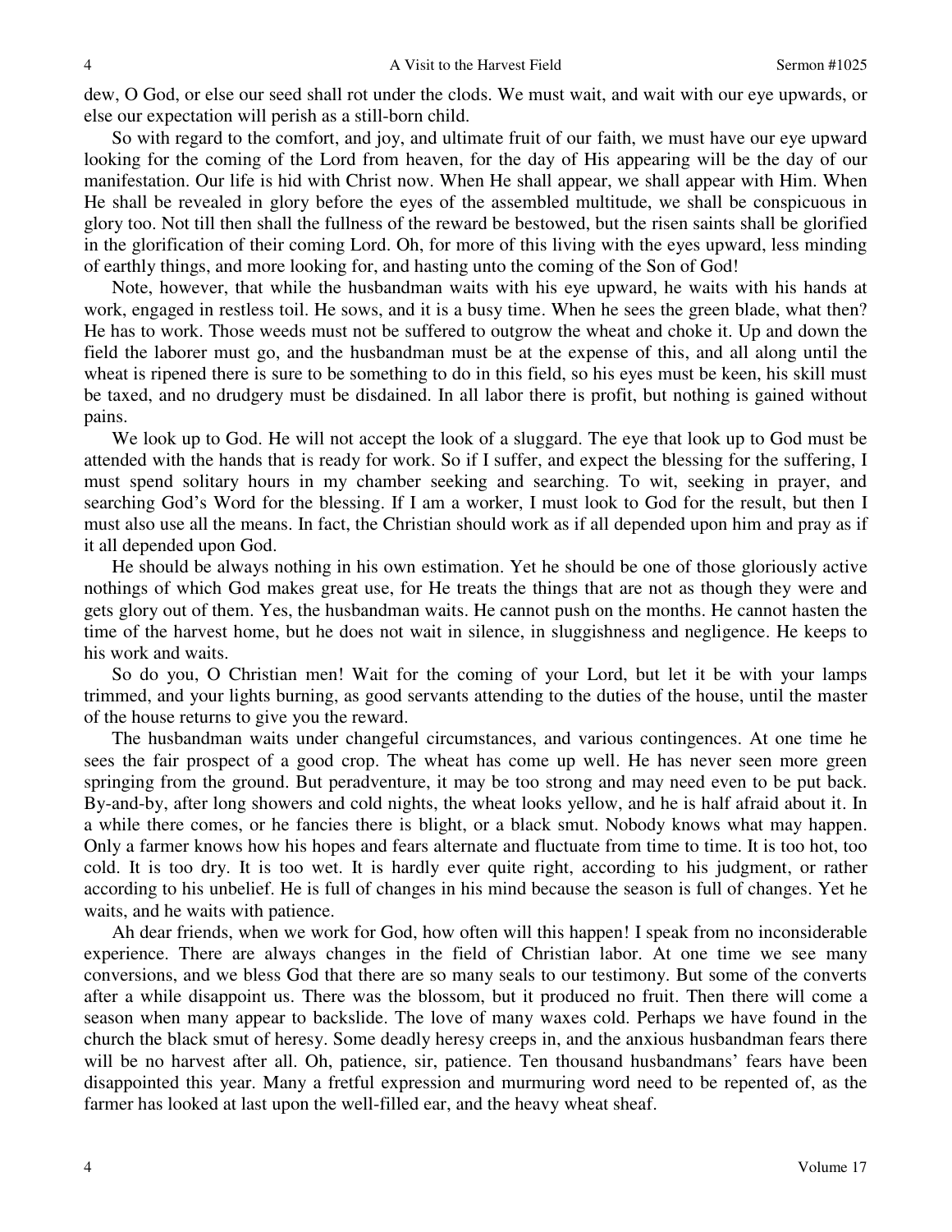dew, O God, or else our seed shall rot under the clods. We must wait, and wait with our eye upwards, or else our expectation will perish as a still-born child.

So with regard to the comfort, and joy, and ultimate fruit of our faith, we must have our eye upward looking for the coming of the Lord from heaven, for the day of His appearing will be the day of our manifestation. Our life is hid with Christ now. When He shall appear, we shall appear with Him. When He shall be revealed in glory before the eyes of the assembled multitude, we shall be conspicuous in glory too. Not till then shall the fullness of the reward be bestowed, but the risen saints shall be glorified in the glorification of their coming Lord. Oh, for more of this living with the eyes upward, less minding of earthly things, and more looking for, and hasting unto the coming of the Son of God!

Note, however, that while the husbandman waits with his eye upward, he waits with his hands at work, engaged in restless toil. He sows, and it is a busy time. When he sees the green blade, what then? He has to work. Those weeds must not be suffered to outgrow the wheat and choke it. Up and down the field the laborer must go, and the husbandman must be at the expense of this, and all along until the wheat is ripened there is sure to be something to do in this field, so his eyes must be keen, his skill must be taxed, and no drudgery must be disdained. In all labor there is profit, but nothing is gained without pains.

We look up to God. He will not accept the look of a sluggard. The eye that look up to God must be attended with the hands that is ready for work. So if I suffer, and expect the blessing for the suffering, I must spend solitary hours in my chamber seeking and searching. To wit, seeking in prayer, and searching God's Word for the blessing. If I am a worker, I must look to God for the result, but then I must also use all the means. In fact, the Christian should work as if all depended upon him and pray as if it all depended upon God.

He should be always nothing in his own estimation. Yet he should be one of those gloriously active nothings of which God makes great use, for He treats the things that are not as though they were and gets glory out of them. Yes, the husbandman waits. He cannot push on the months. He cannot hasten the time of the harvest home, but he does not wait in silence, in sluggishness and negligence. He keeps to his work and waits.

So do you, O Christian men! Wait for the coming of your Lord, but let it be with your lamps trimmed, and your lights burning, as good servants attending to the duties of the house, until the master of the house returns to give you the reward.

The husbandman waits under changeful circumstances, and various contingences. At one time he sees the fair prospect of a good crop. The wheat has come up well. He has never seen more green springing from the ground. But peradventure, it may be too strong and may need even to be put back. By-and-by, after long showers and cold nights, the wheat looks yellow, and he is half afraid about it. In a while there comes, or he fancies there is blight, or a black smut. Nobody knows what may happen. Only a farmer knows how his hopes and fears alternate and fluctuate from time to time. It is too hot, too cold. It is too dry. It is too wet. It is hardly ever quite right, according to his judgment, or rather according to his unbelief. He is full of changes in his mind because the season is full of changes. Yet he waits, and he waits with patience.

Ah dear friends, when we work for God, how often will this happen! I speak from no inconsiderable experience. There are always changes in the field of Christian labor. At one time we see many conversions, and we bless God that there are so many seals to our testimony. But some of the converts after a while disappoint us. There was the blossom, but it produced no fruit. Then there will come a season when many appear to backslide. The love of many waxes cold. Perhaps we have found in the church the black smut of heresy. Some deadly heresy creeps in, and the anxious husbandman fears there will be no harvest after all. Oh, patience, sir, patience. Ten thousand husbandmans' fears have been disappointed this year. Many a fretful expression and murmuring word need to be repented of, as the farmer has looked at last upon the well-filled ear, and the heavy wheat sheaf.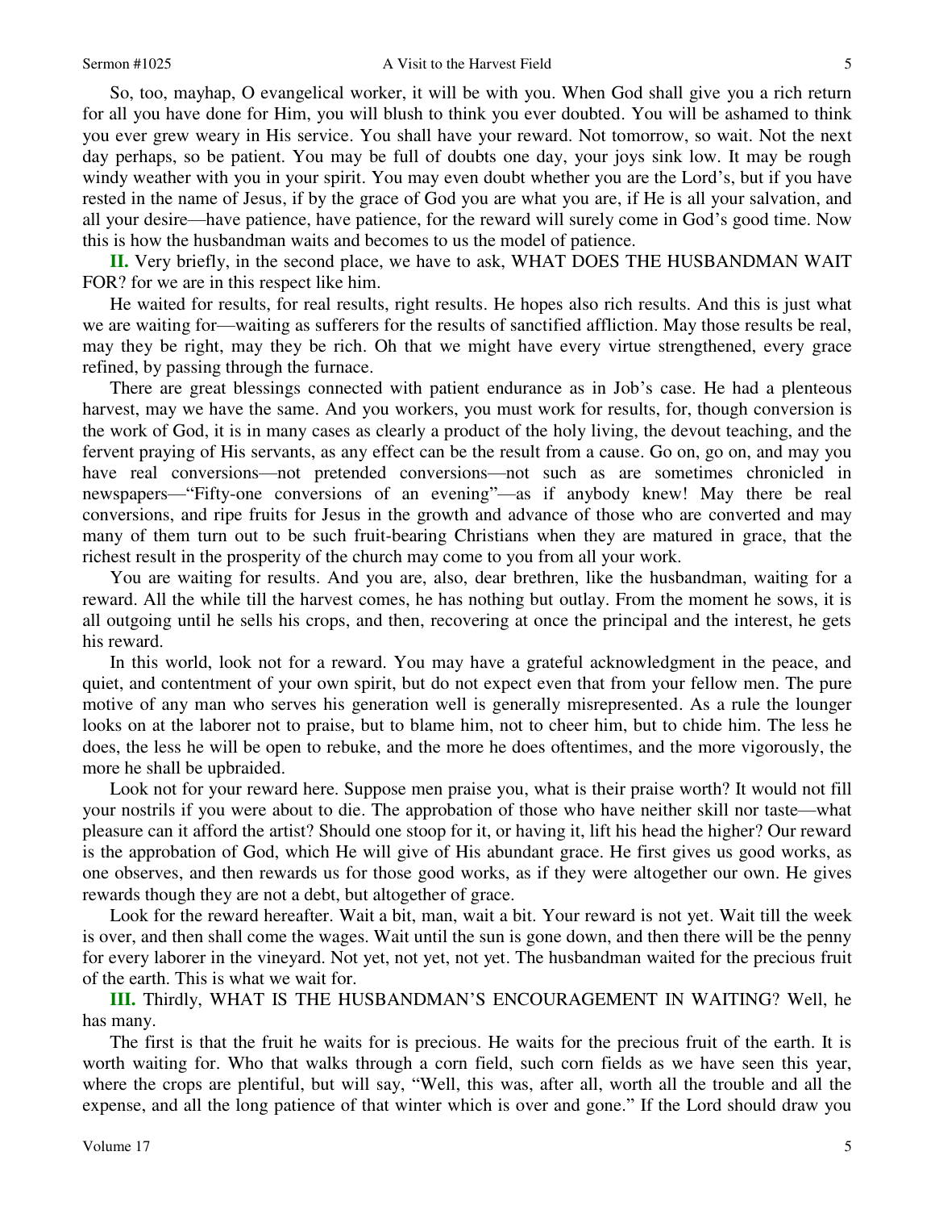So, too, mayhap, O evangelical worker, it will be with you. When God shall give you a rich return for all you have done for Him, you will blush to think you ever doubted. You will be ashamed to think you ever grew weary in His service. You shall have your reward. Not tomorrow, so wait. Not the next day perhaps, so be patient. You may be full of doubts one day, your joys sink low. It may be rough windy weather with you in your spirit. You may even doubt whether you are the Lord's, but if you have rested in the name of Jesus, if by the grace of God you are what you are, if He is all your salvation, and all your desire—have patience, have patience, for the reward will surely come in God's good time. Now this is how the husbandman waits and becomes to us the model of patience.

**II.** Very briefly, in the second place, we have to ask, WHAT DOES THE HUSBANDMAN WAIT FOR? for we are in this respect like him.

He waited for results, for real results, right results. He hopes also rich results. And this is just what we are waiting for—waiting as sufferers for the results of sanctified affliction. May those results be real, may they be right, may they be rich. Oh that we might have every virtue strengthened, every grace refined, by passing through the furnace.

There are great blessings connected with patient endurance as in Job's case. He had a plenteous harvest, may we have the same. And you workers, you must work for results, for, though conversion is the work of God, it is in many cases as clearly a product of the holy living, the devout teaching, and the fervent praying of His servants, as any effect can be the result from a cause. Go on, go on, and may you have real conversions—not pretended conversions—not such as are sometimes chronicled in newspapers—"Fifty-one conversions of an evening"—as if anybody knew! May there be real conversions, and ripe fruits for Jesus in the growth and advance of those who are converted and may many of them turn out to be such fruit-bearing Christians when they are matured in grace, that the richest result in the prosperity of the church may come to you from all your work.

You are waiting for results. And you are, also, dear brethren, like the husbandman, waiting for a reward. All the while till the harvest comes, he has nothing but outlay. From the moment he sows, it is all outgoing until he sells his crops, and then, recovering at once the principal and the interest, he gets his reward.

In this world, look not for a reward. You may have a grateful acknowledgment in the peace, and quiet, and contentment of your own spirit, but do not expect even that from your fellow men. The pure motive of any man who serves his generation well is generally misrepresented. As a rule the lounger looks on at the laborer not to praise, but to blame him, not to cheer him, but to chide him. The less he does, the less he will be open to rebuke, and the more he does oftentimes, and the more vigorously, the more he shall be upbraided.

Look not for your reward here. Suppose men praise you, what is their praise worth? It would not fill your nostrils if you were about to die. The approbation of those who have neither skill nor taste—what pleasure can it afford the artist? Should one stoop for it, or having it, lift his head the higher? Our reward is the approbation of God, which He will give of His abundant grace. He first gives us good works, as one observes, and then rewards us for those good works, as if they were altogether our own. He gives rewards though they are not a debt, but altogether of grace.

Look for the reward hereafter. Wait a bit, man, wait a bit. Your reward is not yet. Wait till the week is over, and then shall come the wages. Wait until the sun is gone down, and then there will be the penny for every laborer in the vineyard. Not yet, not yet, not yet. The husbandman waited for the precious fruit of the earth. This is what we wait for.

**III.** Thirdly, WHAT IS THE HUSBANDMAN'S ENCOURAGEMENT IN WAITING? Well, he has many.

The first is that the fruit he waits for is precious. He waits for the precious fruit of the earth. It is worth waiting for. Who that walks through a corn field, such corn fields as we have seen this year, where the crops are plentiful, but will say, "Well, this was, after all, worth all the trouble and all the expense, and all the long patience of that winter which is over and gone." If the Lord should draw you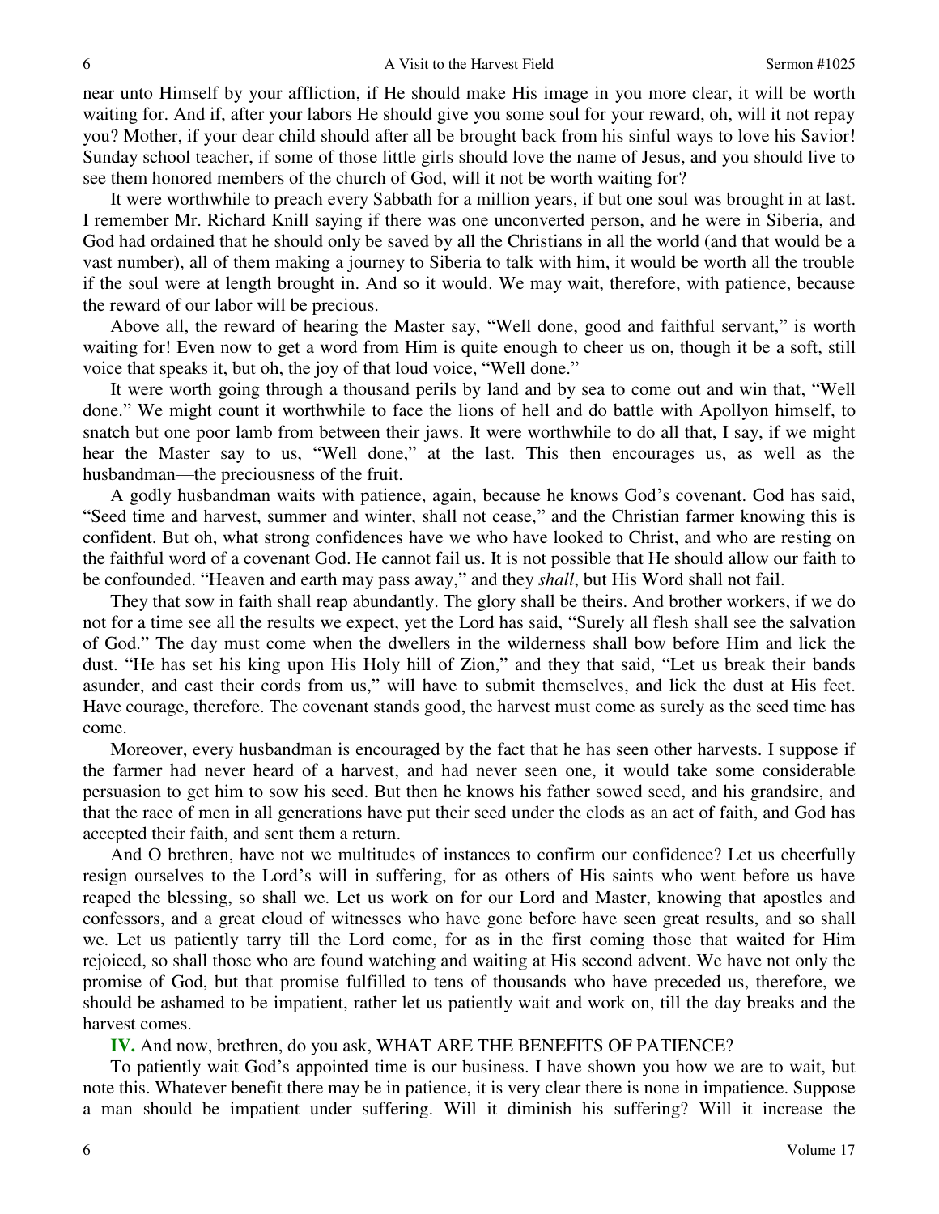near unto Himself by your affliction, if He should make His image in you more clear, it will be worth waiting for. And if, after your labors He should give you some soul for your reward, oh, will it not repay you? Mother, if your dear child should after all be brought back from his sinful ways to love his Savior! Sunday school teacher, if some of those little girls should love the name of Jesus, and you should live to see them honored members of the church of God, will it not be worth waiting for?

It were worthwhile to preach every Sabbath for a million years, if but one soul was brought in at last. I remember Mr. Richard Knill saying if there was one unconverted person, and he were in Siberia, and God had ordained that he should only be saved by all the Christians in all the world (and that would be a vast number), all of them making a journey to Siberia to talk with him, it would be worth all the trouble if the soul were at length brought in. And so it would. We may wait, therefore, with patience, because the reward of our labor will be precious.

Above all, the reward of hearing the Master say, "Well done, good and faithful servant," is worth waiting for! Even now to get a word from Him is quite enough to cheer us on, though it be a soft, still voice that speaks it, but oh, the joy of that loud voice, "Well done."

It were worth going through a thousand perils by land and by sea to come out and win that, "Well done." We might count it worthwhile to face the lions of hell and do battle with Apollyon himself, to snatch but one poor lamb from between their jaws. It were worthwhile to do all that, I say, if we might hear the Master say to us, "Well done," at the last. This then encourages us, as well as the husbandman—the preciousness of the fruit.

A godly husbandman waits with patience, again, because he knows God's covenant. God has said, "Seed time and harvest, summer and winter, shall not cease," and the Christian farmer knowing this is confident. But oh, what strong confidences have we who have looked to Christ, and who are resting on the faithful word of a covenant God. He cannot fail us. It is not possible that He should allow our faith to be confounded. "Heaven and earth may pass away," and they *shall*, but His Word shall not fail.

They that sow in faith shall reap abundantly. The glory shall be theirs. And brother workers, if we do not for a time see all the results we expect, yet the Lord has said, "Surely all flesh shall see the salvation of God." The day must come when the dwellers in the wilderness shall bow before Him and lick the dust. "He has set his king upon His Holy hill of Zion," and they that said, "Let us break their bands asunder, and cast their cords from us," will have to submit themselves, and lick the dust at His feet. Have courage, therefore. The covenant stands good, the harvest must come as surely as the seed time has come.

Moreover, every husbandman is encouraged by the fact that he has seen other harvests. I suppose if the farmer had never heard of a harvest, and had never seen one, it would take some considerable persuasion to get him to sow his seed. But then he knows his father sowed seed, and his grandsire, and that the race of men in all generations have put their seed under the clods as an act of faith, and God has accepted their faith, and sent them a return.

And O brethren, have not we multitudes of instances to confirm our confidence? Let us cheerfully resign ourselves to the Lord's will in suffering, for as others of His saints who went before us have reaped the blessing, so shall we. Let us work on for our Lord and Master, knowing that apostles and confessors, and a great cloud of witnesses who have gone before have seen great results, and so shall we. Let us patiently tarry till the Lord come, for as in the first coming those that waited for Him rejoiced, so shall those who are found watching and waiting at His second advent. We have not only the promise of God, but that promise fulfilled to tens of thousands who have preceded us, therefore, we should be ashamed to be impatient, rather let us patiently wait and work on, till the day breaks and the harvest comes.

**IV.** And now, brethren, do you ask, WHAT ARE THE BENEFITS OF PATIENCE?

To patiently wait God's appointed time is our business. I have shown you how we are to wait, but note this. Whatever benefit there may be in patience, it is very clear there is none in impatience. Suppose a man should be impatient under suffering. Will it diminish his suffering? Will it increase the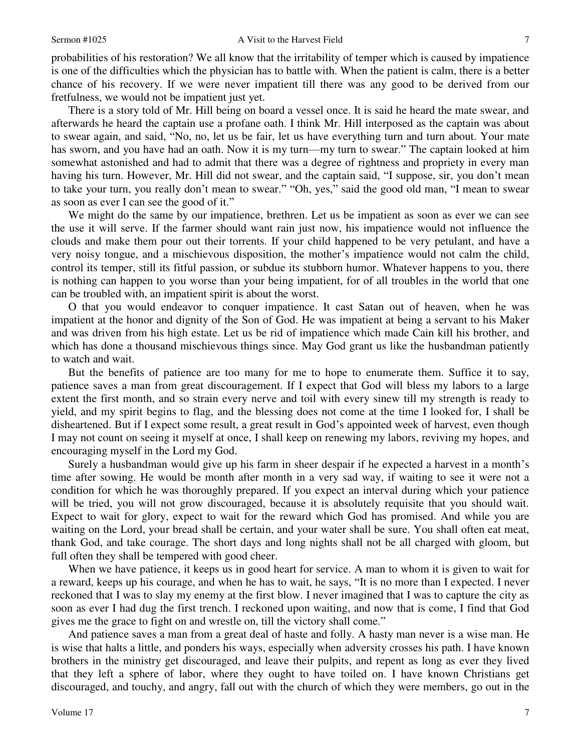probabilities of his restoration? We all know that the irritability of temper which is caused by impatience is one of the difficulties which the physician has to battle with. When the patient is calm, there is a better chance of his recovery. If we were never impatient till there was any good to be derived from our fretfulness, we would not be impatient just yet.

There is a story told of Mr. Hill being on board a vessel once. It is said he heard the mate swear, and afterwards he heard the captain use a profane oath. I think Mr. Hill interposed as the captain was about to swear again, and said, "No, no, let us be fair, let us have everything turn and turn about. Your mate has sworn, and you have had an oath. Now it is my turn—my turn to swear." The captain looked at him somewhat astonished and had to admit that there was a degree of rightness and propriety in every man having his turn. However, Mr. Hill did not swear, and the captain said, "I suppose, sir, you don't mean to take your turn, you really don't mean to swear." "Oh, yes," said the good old man, "I mean to swear as soon as ever I can see the good of it."

We might do the same by our impatience, brethren. Let us be impatient as soon as ever we can see the use it will serve. If the farmer should want rain just now, his impatience would not influence the clouds and make them pour out their torrents. If your child happened to be very petulant, and have a very noisy tongue, and a mischievous disposition, the mother's impatience would not calm the child, control its temper, still its fitful passion, or subdue its stubborn humor. Whatever happens to you, there is nothing can happen to you worse than your being impatient, for of all troubles in the world that one can be troubled with, an impatient spirit is about the worst.

O that you would endeavor to conquer impatience. It cast Satan out of heaven, when he was impatient at the honor and dignity of the Son of God. He was impatient at being a servant to his Maker and was driven from his high estate. Let us be rid of impatience which made Cain kill his brother, and which has done a thousand mischievous things since. May God grant us like the husbandman patiently to watch and wait.

But the benefits of patience are too many for me to hope to enumerate them. Suffice it to say, patience saves a man from great discouragement. If I expect that God will bless my labors to a large extent the first month, and so strain every nerve and toil with every sinew till my strength is ready to yield, and my spirit begins to flag, and the blessing does not come at the time I looked for, I shall be disheartened. But if I expect some result, a great result in God's appointed week of harvest, even though I may not count on seeing it myself at once, I shall keep on renewing my labors, reviving my hopes, and encouraging myself in the Lord my God.

Surely a husbandman would give up his farm in sheer despair if he expected a harvest in a month's time after sowing. He would be month after month in a very sad way, if waiting to see it were not a condition for which he was thoroughly prepared. If you expect an interval during which your patience will be tried, you will not grow discouraged, because it is absolutely requisite that you should wait. Expect to wait for glory, expect to wait for the reward which God has promised. And while you are waiting on the Lord, your bread shall be certain, and your water shall be sure. You shall often eat meat, thank God, and take courage. The short days and long nights shall not be all charged with gloom, but full often they shall be tempered with good cheer.

When we have patience, it keeps us in good heart for service. A man to whom it is given to wait for a reward, keeps up his courage, and when he has to wait, he says, "It is no more than I expected. I never reckoned that I was to slay my enemy at the first blow. I never imagined that I was to capture the city as soon as ever I had dug the first trench. I reckoned upon waiting, and now that is come, I find that God gives me the grace to fight on and wrestle on, till the victory shall come."

And patience saves a man from a great deal of haste and folly. A hasty man never is a wise man. He is wise that halts a little, and ponders his ways, especially when adversity crosses his path. I have known brothers in the ministry get discouraged, and leave their pulpits, and repent as long as ever they lived that they left a sphere of labor, where they ought to have toiled on. I have known Christians get discouraged, and touchy, and angry, fall out with the church of which they were members, go out in the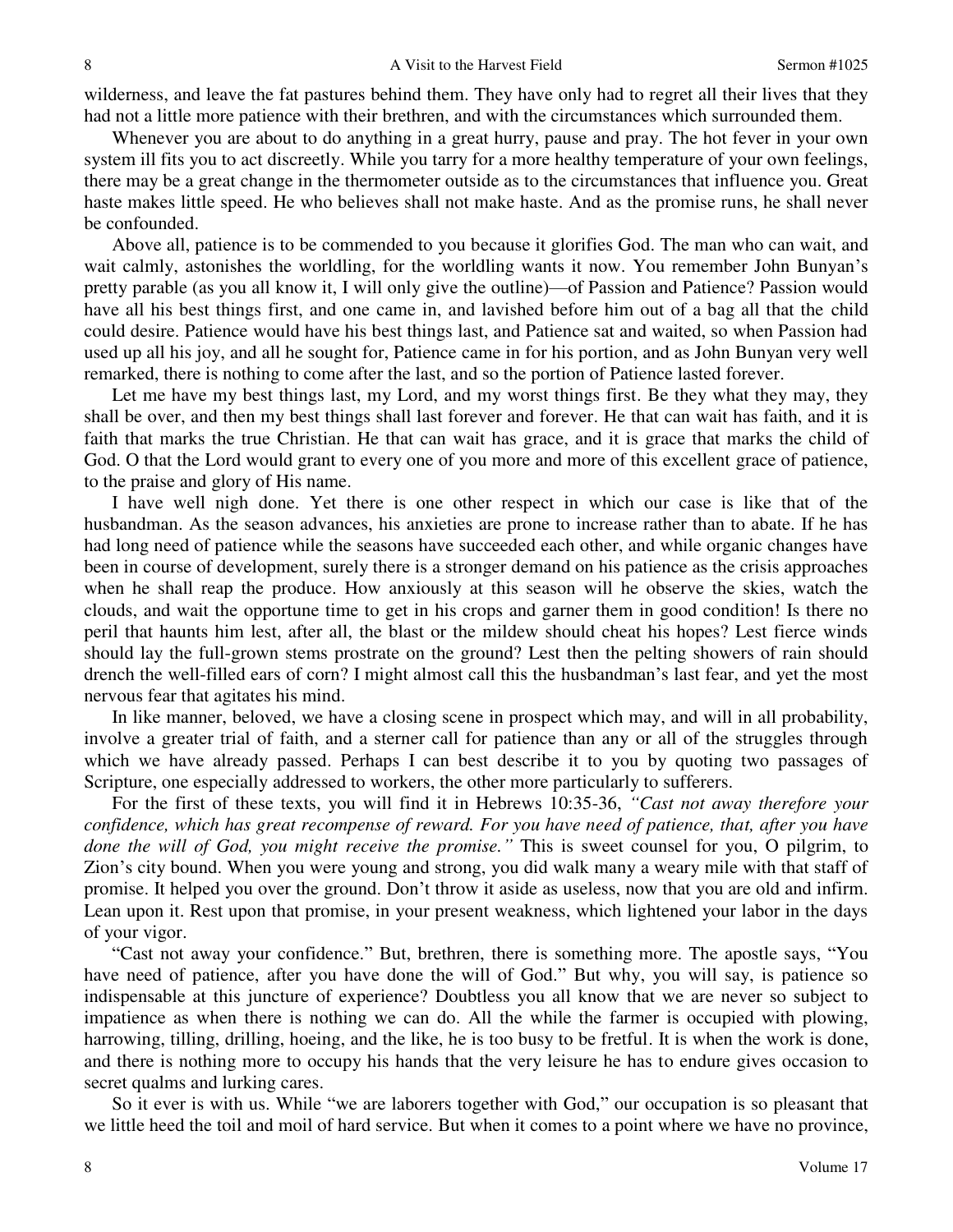wilderness, and leave the fat pastures behind them. They have only had to regret all their lives that they had not a little more patience with their brethren, and with the circumstances which surrounded them.

Whenever you are about to do anything in a great hurry, pause and pray. The hot fever in your own system ill fits you to act discreetly. While you tarry for a more healthy temperature of your own feelings, there may be a great change in the thermometer outside as to the circumstances that influence you. Great haste makes little speed. He who believes shall not make haste. And as the promise runs, he shall never be confounded.

Above all, patience is to be commended to you because it glorifies God. The man who can wait, and wait calmly, astonishes the worldling, for the worldling wants it now. You remember John Bunyan's pretty parable (as you all know it, I will only give the outline)—of Passion and Patience? Passion would have all his best things first, and one came in, and lavished before him out of a bag all that the child could desire. Patience would have his best things last, and Patience sat and waited, so when Passion had used up all his joy, and all he sought for, Patience came in for his portion, and as John Bunyan very well remarked, there is nothing to come after the last, and so the portion of Patience lasted forever.

Let me have my best things last, my Lord, and my worst things first. Be they what they may, they shall be over, and then my best things shall last forever and forever. He that can wait has faith, and it is faith that marks the true Christian. He that can wait has grace, and it is grace that marks the child of God. O that the Lord would grant to every one of you more and more of this excellent grace of patience, to the praise and glory of His name.

I have well nigh done. Yet there is one other respect in which our case is like that of the husbandman. As the season advances, his anxieties are prone to increase rather than to abate. If he has had long need of patience while the seasons have succeeded each other, and while organic changes have been in course of development, surely there is a stronger demand on his patience as the crisis approaches when he shall reap the produce. How anxiously at this season will he observe the skies, watch the clouds, and wait the opportune time to get in his crops and garner them in good condition! Is there no peril that haunts him lest, after all, the blast or the mildew should cheat his hopes? Lest fierce winds should lay the full-grown stems prostrate on the ground? Lest then the pelting showers of rain should drench the well-filled ears of corn? I might almost call this the husbandman's last fear, and yet the most nervous fear that agitates his mind.

In like manner, beloved, we have a closing scene in prospect which may, and will in all probability, involve a greater trial of faith, and a sterner call for patience than any or all of the struggles through which we have already passed. Perhaps I can best describe it to you by quoting two passages of Scripture, one especially addressed to workers, the other more particularly to sufferers.

For the first of these texts, you will find it in Hebrews 10:35-36, *"Cast not away therefore your confidence, which has great recompense of reward. For you have need of patience, that, after you have done the will of God, you might receive the promise."* This is sweet counsel for you, O pilgrim, to Zion's city bound. When you were young and strong, you did walk many a weary mile with that staff of promise. It helped you over the ground. Don't throw it aside as useless, now that you are old and infirm. Lean upon it. Rest upon that promise, in your present weakness, which lightened your labor in the days of your vigor.

"Cast not away your confidence." But, brethren, there is something more. The apostle says, "You have need of patience, after you have done the will of God." But why, you will say, is patience so indispensable at this juncture of experience? Doubtless you all know that we are never so subject to impatience as when there is nothing we can do. All the while the farmer is occupied with plowing, harrowing, tilling, drilling, hoeing, and the like, he is too busy to be fretful. It is when the work is done, and there is nothing more to occupy his hands that the very leisure he has to endure gives occasion to secret qualms and lurking cares.

So it ever is with us. While "we are laborers together with God," our occupation is so pleasant that we little heed the toil and moil of hard service. But when it comes to a point where we have no province,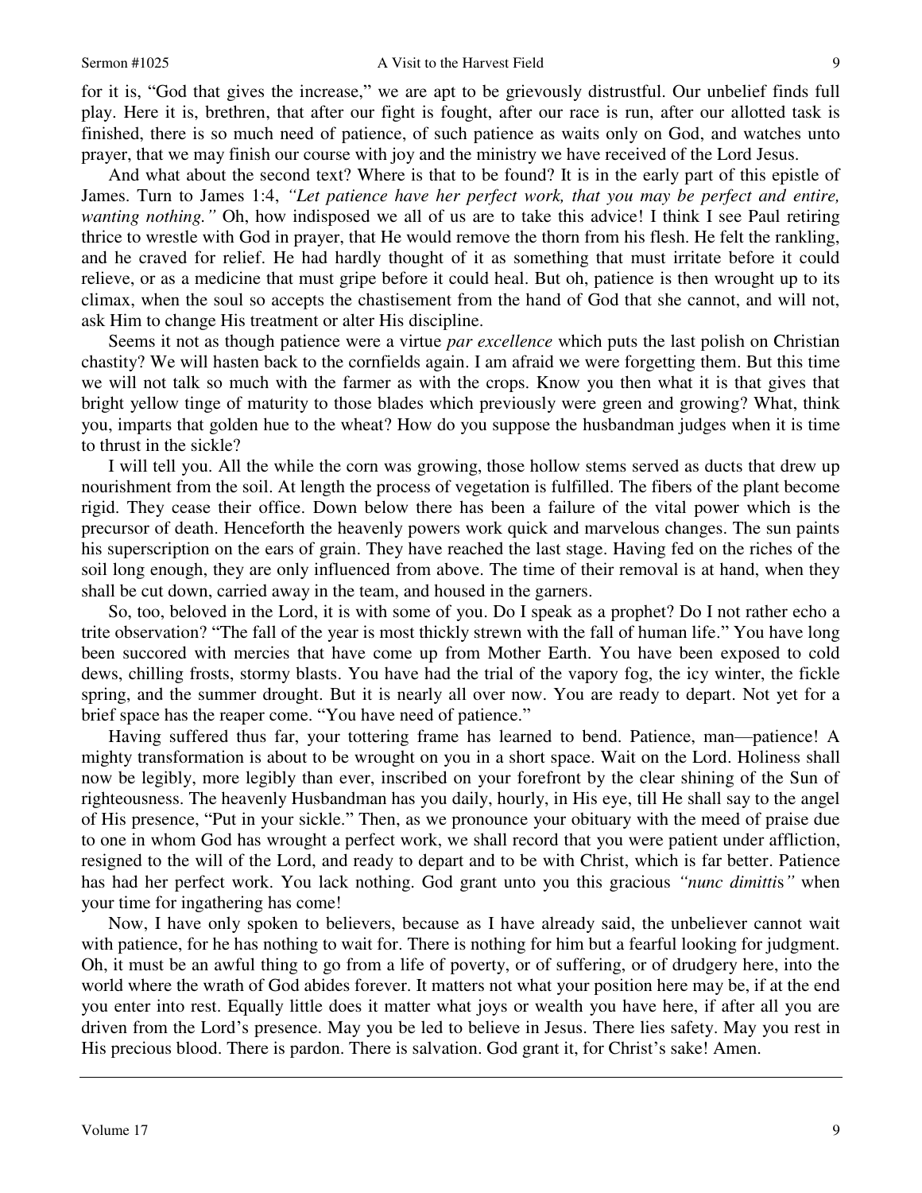for it is, "God that gives the increase," we are apt to be grievously distrustful. Our unbelief finds full play. Here it is, brethren, that after our fight is fought, after our race is run, after our allotted task is finished, there is so much need of patience, of such patience as waits only on God, and watches unto prayer, that we may finish our course with joy and the ministry we have received of the Lord Jesus.

And what about the second text? Where is that to be found? It is in the early part of this epistle of James. Turn to James 1:4, *"Let patience have her perfect work, that you may be perfect and entire, wanting nothing."* Oh, how indisposed we all of us are to take this advice! I think I see Paul retiring thrice to wrestle with God in prayer, that He would remove the thorn from his flesh. He felt the rankling, and he craved for relief. He had hardly thought of it as something that must irritate before it could relieve, or as a medicine that must gripe before it could heal. But oh, patience is then wrought up to its climax, when the soul so accepts the chastisement from the hand of God that she cannot, and will not, ask Him to change His treatment or alter His discipline.

Seems it not as though patience were a virtue *par excellence* which puts the last polish on Christian chastity? We will hasten back to the cornfields again. I am afraid we were forgetting them. But this time we will not talk so much with the farmer as with the crops. Know you then what it is that gives that bright yellow tinge of maturity to those blades which previously were green and growing? What, think you, imparts that golden hue to the wheat? How do you suppose the husbandman judges when it is time to thrust in the sickle?

I will tell you. All the while the corn was growing, those hollow stems served as ducts that drew up nourishment from the soil. At length the process of vegetation is fulfilled. The fibers of the plant become rigid. They cease their office. Down below there has been a failure of the vital power which is the precursor of death. Henceforth the heavenly powers work quick and marvelous changes. The sun paints his superscription on the ears of grain. They have reached the last stage. Having fed on the riches of the soil long enough, they are only influenced from above. The time of their removal is at hand, when they shall be cut down, carried away in the team, and housed in the garners.

So, too, beloved in the Lord, it is with some of you. Do I speak as a prophet? Do I not rather echo a trite observation? "The fall of the year is most thickly strewn with the fall of human life." You have long been succored with mercies that have come up from Mother Earth. You have been exposed to cold dews, chilling frosts, stormy blasts. You have had the trial of the vapory fog, the icy winter, the fickle spring, and the summer drought. But it is nearly all over now. You are ready to depart. Not yet for a brief space has the reaper come. "You have need of patience."

Having suffered thus far, your tottering frame has learned to bend. Patience, man—patience! A mighty transformation is about to be wrought on you in a short space. Wait on the Lord. Holiness shall now be legibly, more legibly than ever, inscribed on your forefront by the clear shining of the Sun of righteousness. The heavenly Husbandman has you daily, hourly, in His eye, till He shall say to the angel of His presence, "Put in your sickle." Then, as we pronounce your obituary with the meed of praise due to one in whom God has wrought a perfect work, we shall record that you were patient under affliction, resigned to the will of the Lord, and ready to depart and to be with Christ, which is far better. Patience has had her perfect work. You lack nothing. God grant unto you this gracious *"nunc dimittis"* when your time for ingathering has come!

Now, I have only spoken to believers, because as I have already said, the unbeliever cannot wait with patience, for he has nothing to wait for. There is nothing for him but a fearful looking for judgment. Oh, it must be an awful thing to go from a life of poverty, or of suffering, or of drudgery here, into the world where the wrath of God abides forever. It matters not what your position here may be, if at the end you enter into rest. Equally little does it matter what joys or wealth you have here, if after all you are driven from the Lord's presence. May you be led to believe in Jesus. There lies safety. May you rest in His precious blood. There is pardon. There is salvation. God grant it, for Christ's sake! Amen.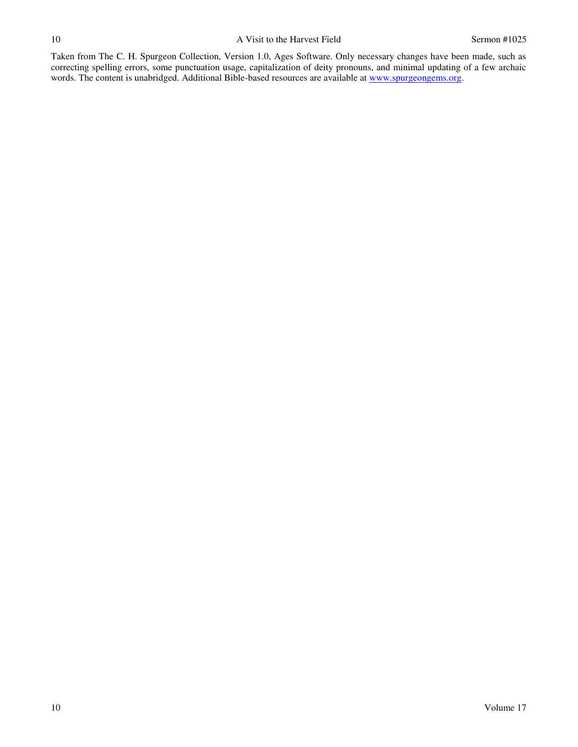Taken from The C. H. Spurgeon Collection, Version 1.0, Ages Software. Only necessary changes have been made, such as correcting spelling errors, some punctuation usage, capitalization of deity pronouns, and minimal updating of a few archaic words. The content is unabridged. Additional Bible-based resources are available at www.spurgeongems.org.